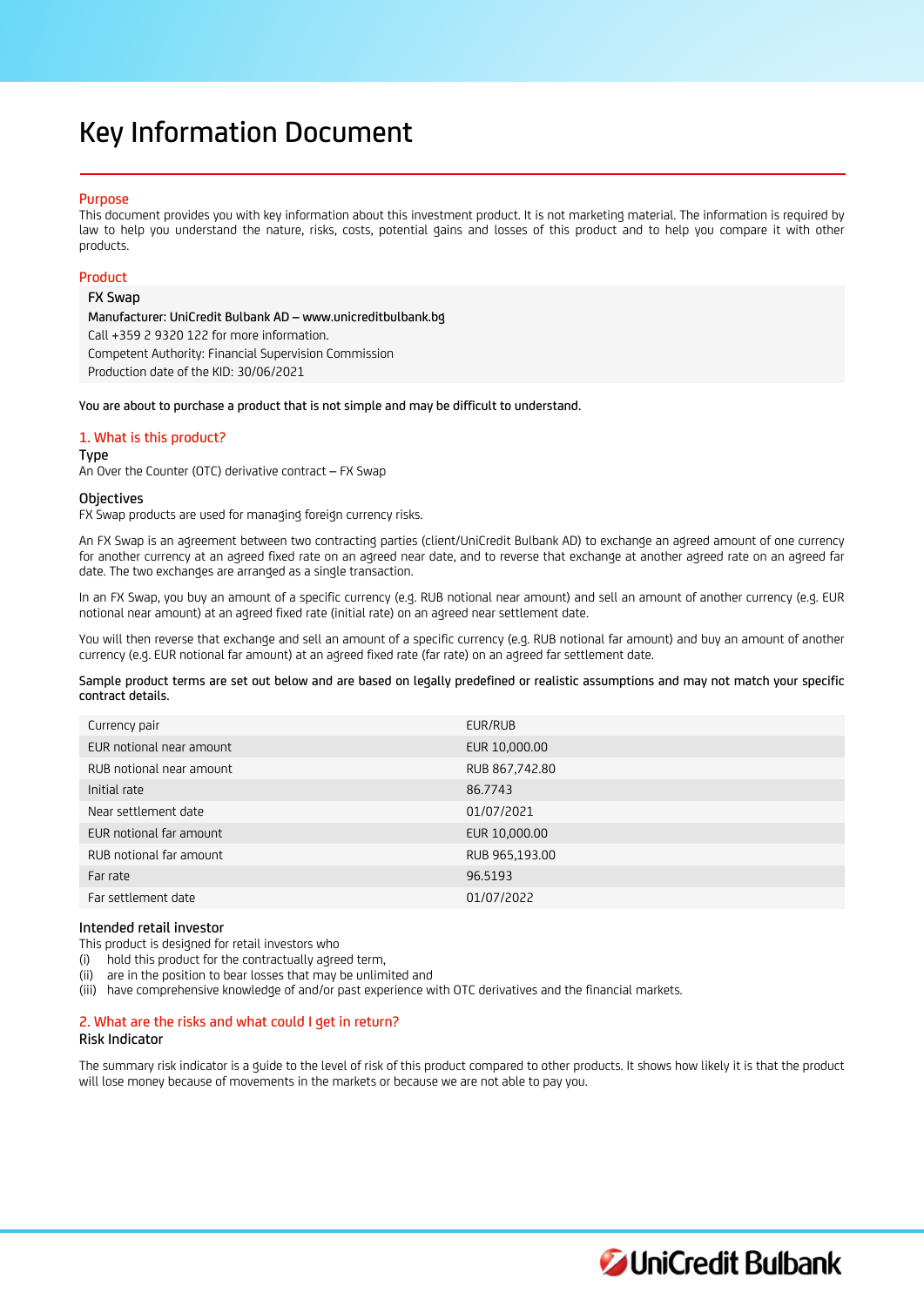# Key Information Document

## Purpose

This document provides you with key information about this investment product. It is not marketing material. The information is required by law to help you understand the nature, risks, costs, potential gains and losses of this product and to help you compare it with other products.

## Product

**FX Swap**

**Manufacturer: UniCredit Bulbank AD – www.unicreditbulbank.bg**

Call +359 2 9320 122 for more information.

Competent Authority: Financial Supervision Commission

Production date of the KID: 30/06/2021

**You are about to purchase a product that is not simple and may be difficult to understand.**

## 1. What is this product?

### Type

An Over the Counter (OTC) derivative contract – FX Swap

### Objectives

FX Swap products are used for managing foreign currency risks.

An FX Swap is an agreement between two contracting parties (client/UniCredit Bulbank AD) to exchange an agreed amount of one currency for another currency at an agreed fixed rate on an agreed near date, and to reverse that exchange at another agreed rate on an agreed far date. The two exchanges are arranged as a single transaction.

In an FX Swap, you buy an amount of a specific currency (e.g. RUB notional near amount) and sell an amount of another currency (e.g. EUR notional near amount) at an agreed fixed rate (initial rate) on an agreed near settlement date.

You will then reverse that exchange and sell an amount of a specific currency (e.g. RUB notional far amount) and buy an amount of another currency (e.g. EUR notional far amount) at an agreed fixed rate (far rate) on an agreed far settlement date.

**Sample product terms are set out below and are based on legally predefined or realistic assumptions and may not match your specific contract details.**

| | |
|---|---|
| Currency pair | EUR/RUB |
| EUR notional near amount | EUR 10,000.00 |
| RUB notional near amount | RUB 867,742.80 |
| Initial rate | 86.7743 |
| Near settlement date | 01/07/2021 |
| EUR notional far amount | EUR 10,000.00 |
| RUB notional far amount | RUB 965,193.00 |
| Far rate | 96.5193 |
| Far settlement date | 01/07/2022 |

### Intended retail investor

This product is designed for retail investors who

(i) hold this product for the contractually agreed term,
(ii) are in the position to bear losses that may be unlimited and
(iii) have comprehensive knowledge of and/or past experience with OTC derivatives and the financial markets.

## 2. What are the risks and what could I get in return?

### Risk Indicator

The summary risk indicator is a guide to the level of risk of this product compared to other products. It shows how likely it is that the product will lose money because of movements in the markets or because we are not able to pay you.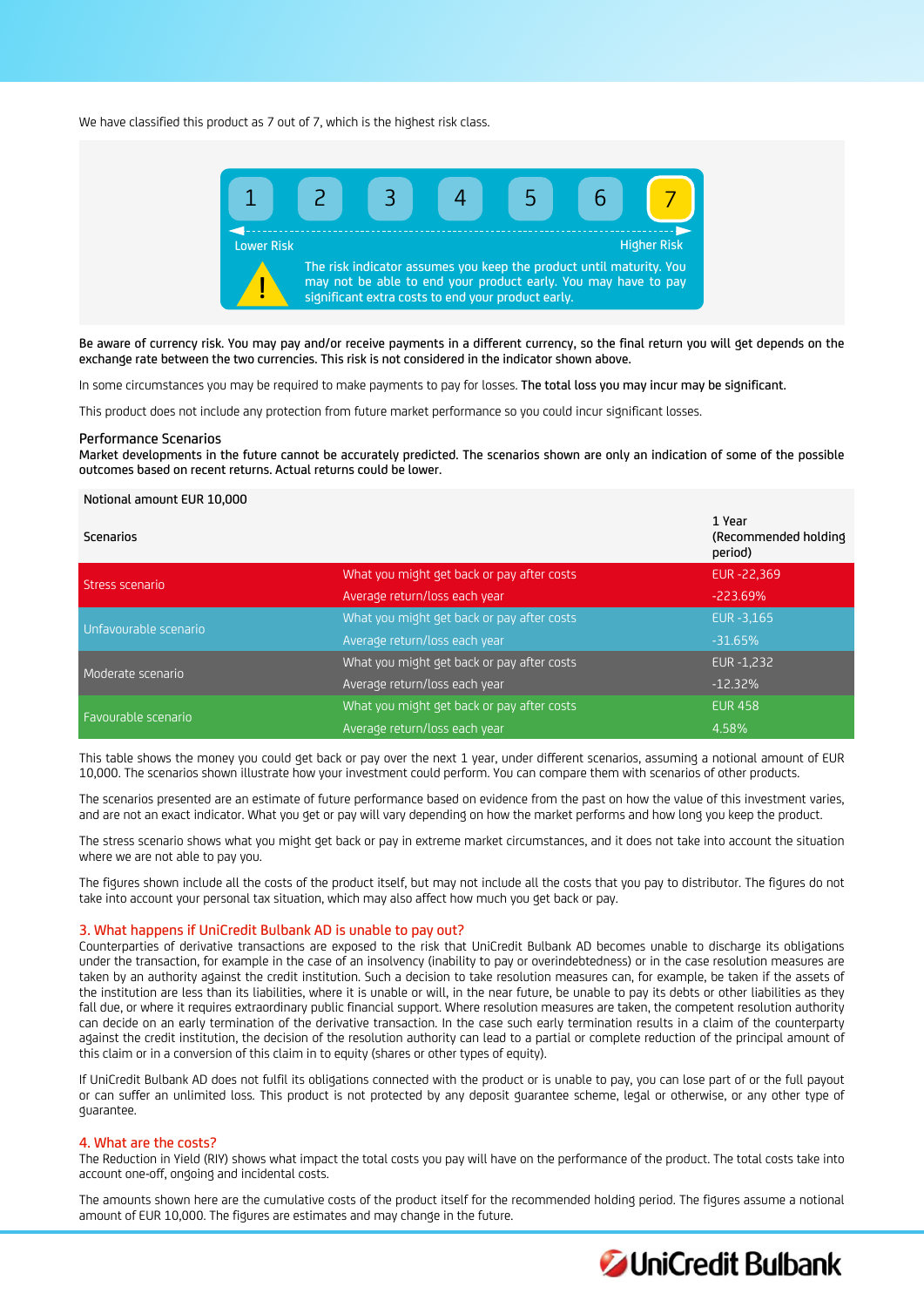We have classified this product as 7 out of 7, which is the highest risk class.

| 1 | 2 | 3 | 4 | 5 | 6 | 7 |
|---|---|---|---|---|---|---|

Lower Risk — Higher Risk

The risk indicator assumes you keep the product until maturity. You may not be able to end your product early. You may have to pay significant extra costs to end your product early.

Be aware of currency risk. You may pay and/or receive payments in a different currency, so the final return you will get depends on the exchange rate between the two currencies. This risk is not considered in the indicator shown above.

In some circumstances you may be required to make payments to pay for losses. **The total loss you may incur may be significant.**

This product does not include any protection from future market performance so you could incur significant losses.

### Performance Scenarios

Market developments in the future cannot be accurately predicted. The scenarios shown are only an indication of some of the possible outcomes based on recent returns. Actual returns could be lower.

| Notional amount EUR 10,000 | | |
|---|---|---|
| Scenarios | | 1 Year (Recommended holding period) |
| Stress scenario | What you might get back or pay after costs | EUR -22,369 |
| | Average return/loss each year | -223.69% |
| Unfavourable scenario | What you might get back or pay after costs | EUR -3,165 |
| | Average return/loss each year | -31.65% |
| Moderate scenario | What you might get back or pay after costs | EUR -1,232 |
| | Average return/loss each year | -12.32% |
| Favourable scenario | What you might get back or pay after costs | EUR 458 |
| | Average return/loss each year | 4.58% |

This table shows the money you could get back or pay over the next 1 year, under different scenarios, assuming a notional amount of EUR 10,000. The scenarios shown illustrate how your investment could perform. You can compare them with scenarios of other products.

The scenarios presented are an estimate of future performance based on evidence from the past on how the value of this investment varies, and are not an exact indicator. What you get or pay will vary depending on how the market performs and how long you keep the product.

The stress scenario shows what you might get back or pay in extreme market circumstances, and it does not take into account the situation where we are not able to pay you.

The figures shown include all the costs of the product itself, but may not include all the costs that you pay to distributor. The figures do not take into account your personal tax situation, which may also affect how much you get back or pay.

## 3. What happens if UniCredit Bulbank AD is unable to pay out?

Counterparties of derivative transactions are exposed to the risk that UniCredit Bulbank AD becomes unable to discharge its obligations under the transaction, for example in the case of an insolvency (inability to pay or overindebtedness) or in the case resolution measures are taken by an authority against the credit institution. Such a decision to take resolution measures can, for example, be taken if the assets of the institution are less than its liabilities, where it is unable or will, in the near future, be unable to pay its debts or other liabilities as they fall due, or where it requires extraordinary public financial support. Where resolution measures are taken, the competent resolution authority can decide on an early termination of the derivative transaction. In the case such early termination results in a claim of the counterparty against the credit institution, the decision of the resolution authority can lead to a partial or complete reduction of the principal amount of this claim or in a conversion of this claim in to equity (shares or other types of equity).

If UniCredit Bulbank AD does not fulfil its obligations connected with the product or is unable to pay, you can lose part of or the full payout or can suffer an unlimited loss. This product is not protected by any deposit guarantee scheme, legal or otherwise, or any other type of guarantee.

## 4. What are the costs?

The Reduction in Yield (RIY) shows what impact the total costs you pay will have on the performance of the product. The total costs take into account one-off, ongoing and incidental costs.

The amounts shown here are the cumulative costs of the product itself for the recommended holding period. The figures assume a notional amount of EUR 10,000. The figures are estimates and may change in the future.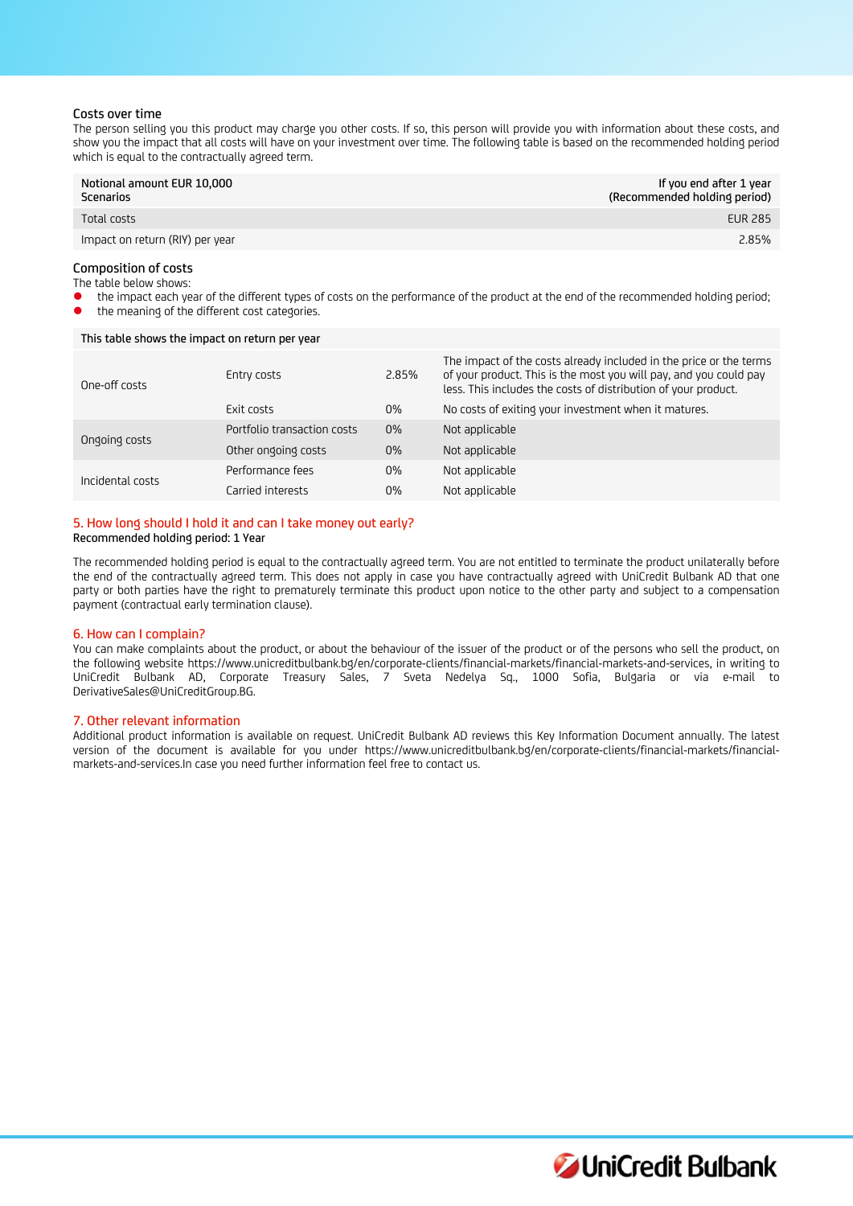### Costs over time

The person selling you this product may charge you other costs. If so, this person will provide you with information about these costs, and show you the impact that all costs will have on your investment over time. The following table is based on the recommended holding period which is equal to the contractually agreed term.

| Notional amount EUR 10,000<br>Scenarios | If you end after 1 year<br>(Recommended holding period) |
|---|---|
| Total costs | EUR 285 |
| Impact on return (RIY) per year | 2.85% |

### Composition of costs

The table below shows:

- the impact each year of the different types of costs on the performance of the product at the end of the recommended holding period;
- the meaning of the different cost categories.

| This table shows the impact on return per year | | | |
|---|---|---|---|
| One-off costs | Entry costs | 2.85% | The impact of the costs already included in the price or the terms of your product. This is the most you will pay, and you could pay less. This includes the costs of distribution of your product. |
| | Exit costs | 0% | No costs of exiting your investment when it matures. |
| Ongoing costs | Portfolio transaction costs | 0% | Not applicable |
| | Other ongoing costs | 0% | Not applicable |
| Incidental costs | Performance fees | 0% | Not applicable |
| | Carried interests | 0% | Not applicable |

## 5. How long should I hold it and can I take money out early?

Recommended holding period: 1 Year

The recommended holding period is equal to the contractually agreed term. You are not entitled to terminate the product unilaterally before the end of the contractually agreed term. This does not apply in case you have contractually agreed with UniCredit Bulbank AD that one party or both parties have the right to prematurely terminate this product upon notice to the other party and subject to a compensation payment (contractual early termination clause).

## 6. How can I complain?

You can make complaints about the product, or about the behaviour of the issuer of the product or of the persons who sell the product, on the following website https://www.unicreditbulbank.bg/en/corporate-clients/financial-markets/financial-markets-and-services, in writing to UniCredit Bulbank AD, Corporate Treasury Sales, 7 Sveta Nedelya Sq., 1000 Sofia, Bulgaria or via e-mail to DerivativeSales@UniCreditGroup.BG.

## 7. Other relevant information

Additional product information is available on request. UniCredit Bulbank AD reviews this Key Information Document annually. The latest version of the document is available for you under https://www.unicreditbulbank.bg/en/corporate-clients/financial-markets/financial-markets-and-services.In case you need further information feel free to contact us.